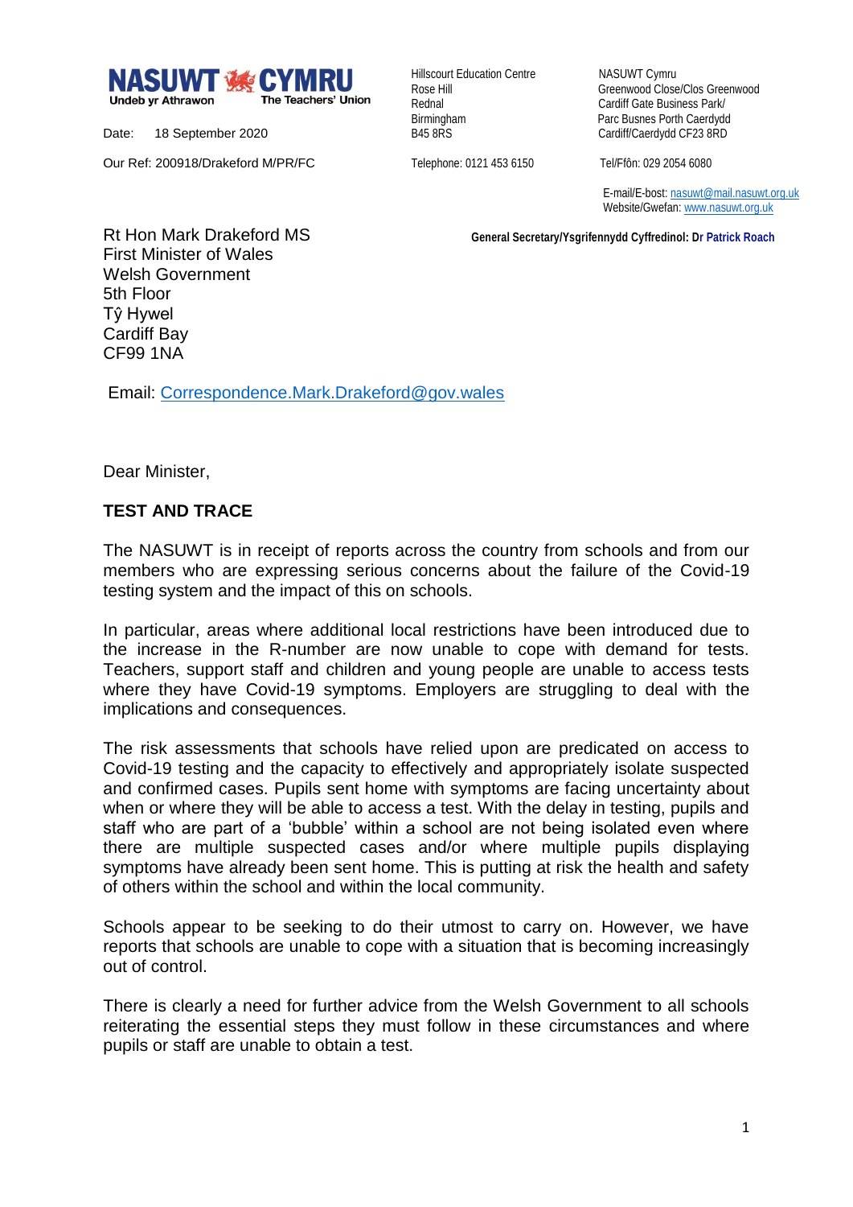**NASUWT CYMRU**
Undeb yr Athrawon — The Teachers' Union

Date: 18 September 2020

Our Ref: 200918/Drakeford M/PR/FC

Hillscourt Education Centre
Rose Hill
Rednal
Birmingham
B45 8RS

Telephone: 0121 453 6150

NASUWT Cymru
Greenwood Close/Clos Greenwood
Cardiff Gate Business Park/
Parc Busnes Porth Caerdydd
Cardiff/Caerdydd CF23 8RD

Tel/Ffôn: 029 2054 6080

E-mail/E-bost: nasuwt@mail.nasuwt.org.uk
Website/Gwefan: www.nasuwt.org.uk

**General Secretary/Ysgrifennydd Cyffredinol: Dr Patrick Roach**

Rt Hon Mark Drakeford MS
First Minister of Wales
Welsh Government
5th Floor
Tŷ Hywel
Cardiff Bay
CF99 1NA

Email: Correspondence.Mark.Drakeford@gov.wales

Dear Minister,

**TEST AND TRACE**

The NASUWT is in receipt of reports across the country from schools and from our members who are expressing serious concerns about the failure of the Covid-19 testing system and the impact of this on schools.

In particular, areas where additional local restrictions have been introduced due to the increase in the R-number are now unable to cope with demand for tests. Teachers, support staff and children and young people are unable to access tests where they have Covid-19 symptoms. Employers are struggling to deal with the implications and consequences.

The risk assessments that schools have relied upon are predicated on access to Covid-19 testing and the capacity to effectively and appropriately isolate suspected and confirmed cases. Pupils sent home with symptoms are facing uncertainty about when or where they will be able to access a test. With the delay in testing, pupils and staff who are part of a 'bubble' within a school are not being isolated even where there are multiple suspected cases and/or where multiple pupils displaying symptoms have already been sent home. This is putting at risk the health and safety of others within the school and within the local community.

Schools appear to be seeking to do their utmost to carry on. However, we have reports that schools are unable to cope with a situation that is becoming increasingly out of control.

There is clearly a need for further advice from the Welsh Government to all schools reiterating the essential steps they must follow in these circumstances and where pupils or staff are unable to obtain a test.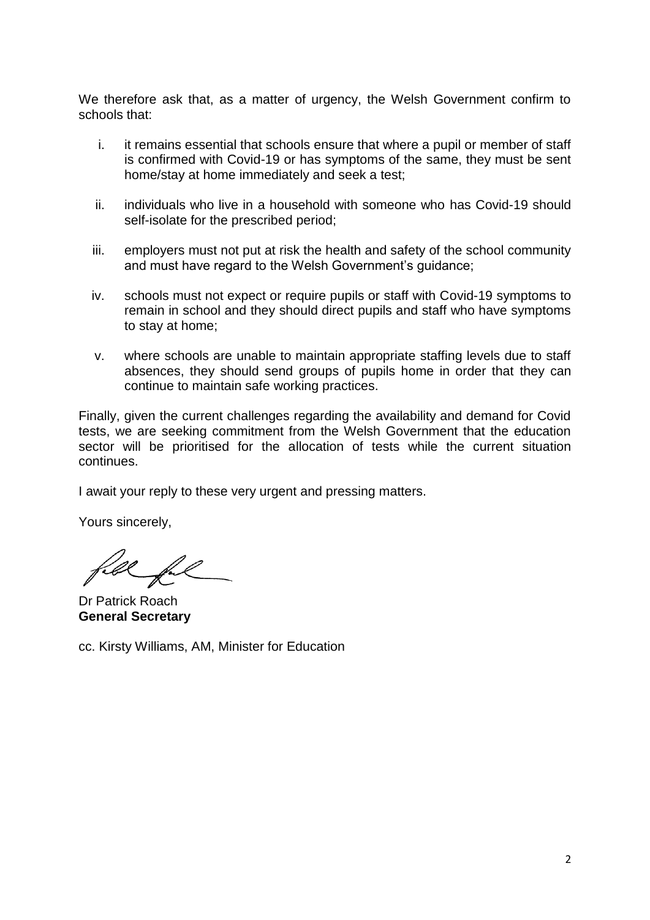We therefore ask that, as a matter of urgency, the Welsh Government confirm to schools that:

i. it remains essential that schools ensure that where a pupil or member of staff is confirmed with Covid-19 or has symptoms of the same, they must be sent home/stay at home immediately and seek a test;

ii. individuals who live in a household with someone who has Covid-19 should self-isolate for the prescribed period;

iii. employers must not put at risk the health and safety of the school community and must have regard to the Welsh Government's guidance;

iv. schools must not expect or require pupils or staff with Covid-19 symptoms to remain in school and they should direct pupils and staff who have symptoms to stay at home;

v. where schools are unable to maintain appropriate staffing levels due to staff absences, they should send groups of pupils home in order that they can continue to maintain safe working practices.

Finally, given the current challenges regarding the availability and demand for Covid tests, we are seeking commitment from the Welsh Government that the education sector will be prioritised for the allocation of tests while the current situation continues.

I await your reply to these very urgent and pressing matters.

Yours sincerely,

Dr Patrick Roach
**General Secretary**

cc. Kirsty Williams, AM, Minister for Education